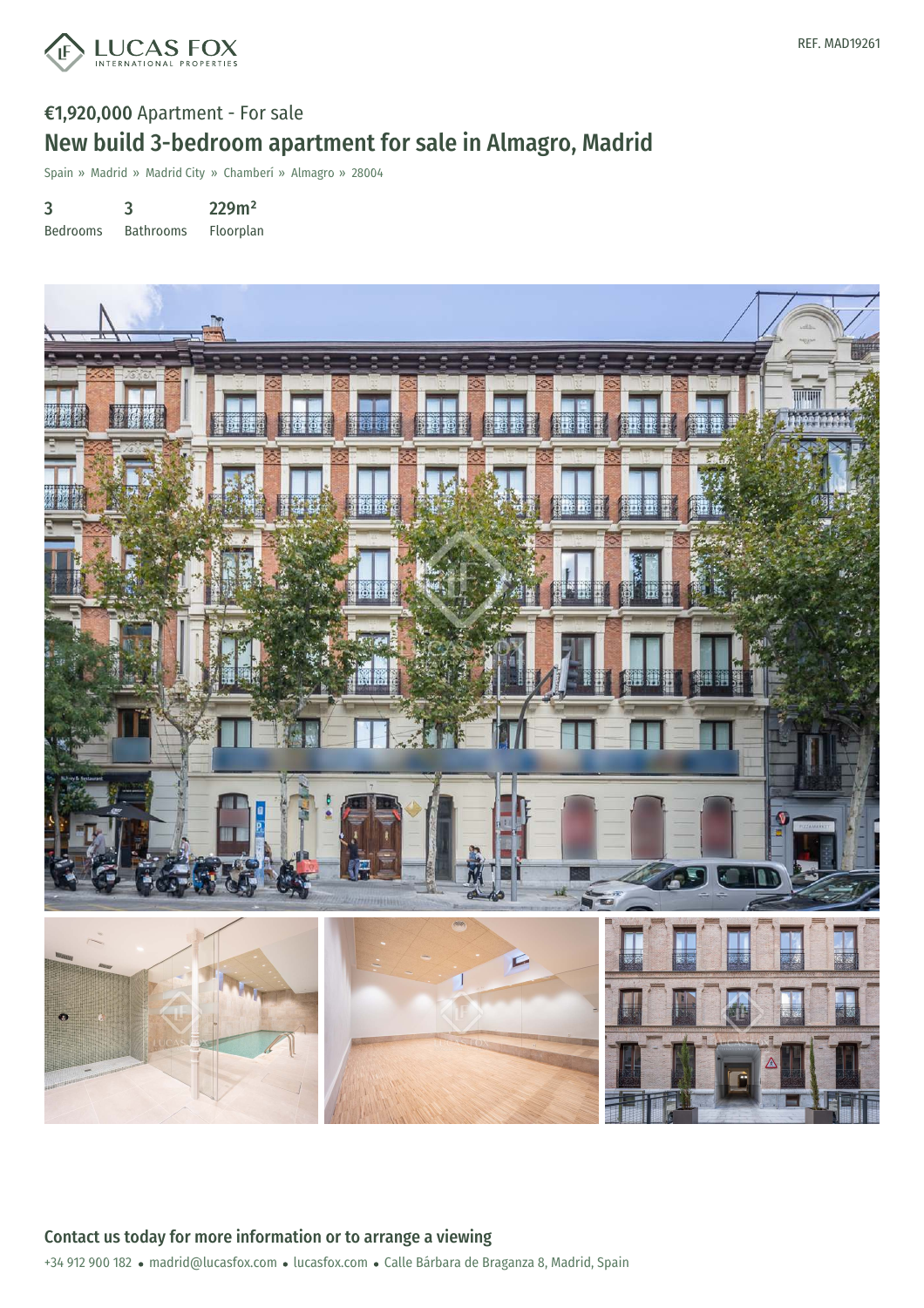REF. MAD19261

€1,920,000 Apartment - For sale

# New build 3-bedroom apartment for sale in Almagro, Madrid

Spain » Madrid » Madrid City » Chamberí » Almagro » 28004

| 3 | 3 | 229m² |
|---|---|---|
| Bedrooms | Bathrooms | Floorplan |

## Contact us today for more information or to arrange a viewing

+34 912 900 182 • madrid@lucasfox.com • lucasfox.com • Calle Bárbara de Braganza 8, Madrid, Spain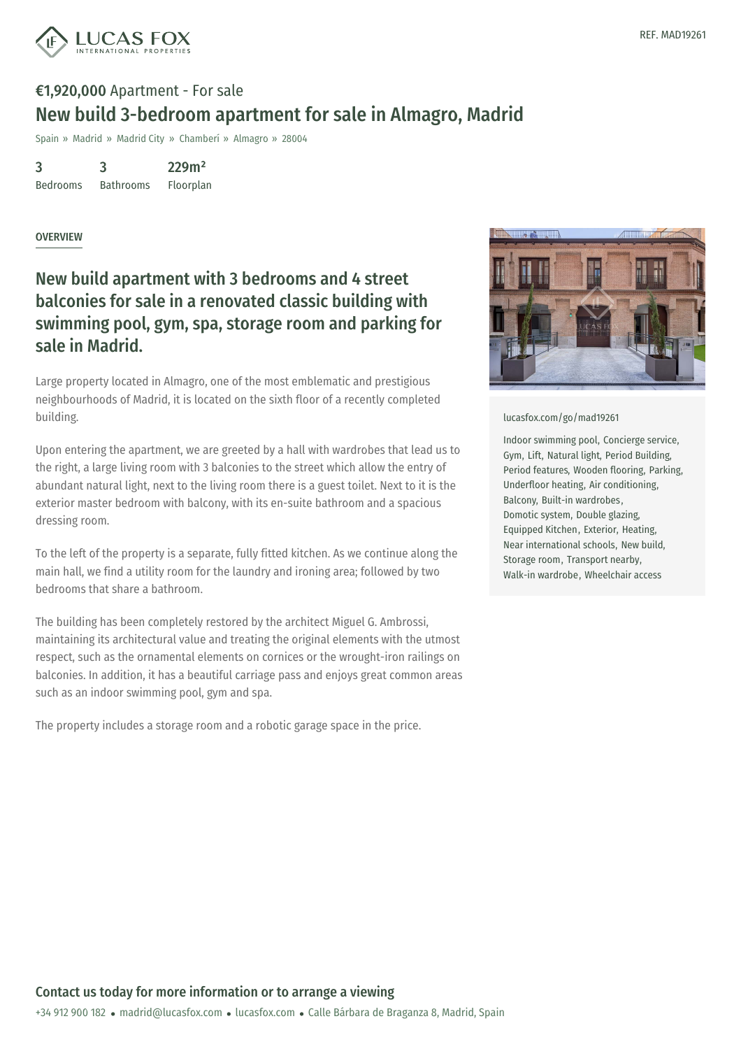REF. MAD19261

**€1,920,000** Apartment - For sale

# New build 3-bedroom apartment for sale in Almagro, Madrid

Spain » Madrid » Madrid City » Chamberí » Almagro » 28004

| 3 | 3 | 229m² |
| --- | --- | --- |
| Bedrooms | Bathrooms | Floorplan |

## OVERVIEW

## New build apartment with 3 bedrooms and 4 street balconies for sale in a renovated classic building with swimming pool, gym, spa, storage room and parking for sale in Madrid.

Large property located in Almagro, one of the most emblematic and prestigious neighbourhoods of Madrid, it is located on the sixth floor of a recently completed building.

Upon entering the apartment, we are greeted by a hall with wardrobes that lead us to the right, a large living room with 3 balconies to the street which allow the entry of abundant natural light, next to the living room there is a guest toilet. Next to it is the exterior master bedroom with balcony, with its en-suite bathroom and a spacious dressing room.

To the left of the property is a separate, fully fitted kitchen. As we continue along the main hall, we find a utility room for the laundry and ironing area; followed by two bedrooms that share a bathroom.

The building has been completely restored by the architect Miguel G. Ambrossi, maintaining its architectural value and treating the original elements with the utmost respect, such as the ornamental elements on cornices or the wrought-iron railings on balconies. In addition, it has a beautiful carriage pass and enjoys great common areas such as an indoor swimming pool, gym and spa.

The property includes a storage room and a robotic garage space in the price.

lucasfox.com/go/mad19261

Indoor swimming pool, Concierge service, Gym, Lift, Natural light, Period Building, Period features, Wooden flooring, Parking, Underfloor heating, Air conditioning, Balcony, Built-in wardrobes, Domotic system, Double glazing, Equipped Kitchen, Exterior, Heating, Near international schools, New build, Storage room, Transport nearby, Walk-in wardrobe, Wheelchair access

**Contact us today for more information or to arrange a viewing**

+34 912 900 182 • madrid@lucasfox.com • lucasfox.com • Calle Bárbara de Braganza 8, Madrid, Spain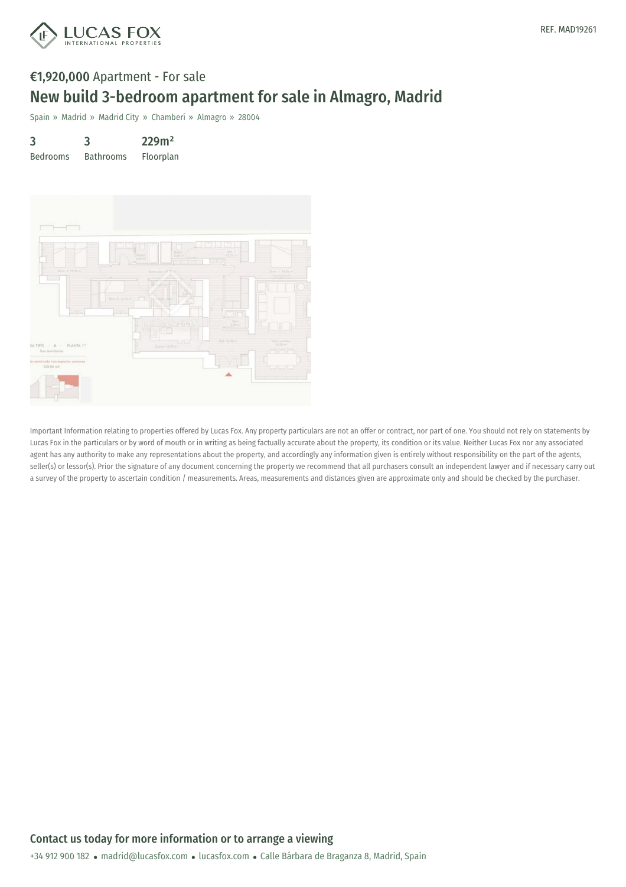€1,920,000 Apartment - For sale

# New build 3-bedroom apartment for sale in Almagro, Madrid

Spain » Madrid » Madrid City » Chamberí » Almagro » 28004

| 3 | 3 | 229m² |
|---|---|---|
| Bedrooms | Bathrooms | Floorplan |

Important Information relating to properties offered by Lucas Fox. Any property particulars are not an offer or contract, nor part of one. You should not rely on statements by Lucas Fox in the particulars or by word of mouth or in writing as being factually accurate about the property, its condition or its value. Neither Lucas Fox nor any associated agent has any authority to make any representations about the property, and accordingly any information given is entirely without responsibility on the part of the agents, seller(s) or lessor(s). Prior the signature of any document concerning the property we recommend that all purchasers consult an independent lawyer and if necessary carry out a survey of the property to ascertain condition / measurements. Areas, measurements and distances given are approximate only and should be checked by the purchaser.

## Contact us today for more information or to arrange a viewing

+34 912 900 182 • madrid@lucasfox.com • lucasfox.com • Calle Bárbara de Braganza 8, Madrid, Spain